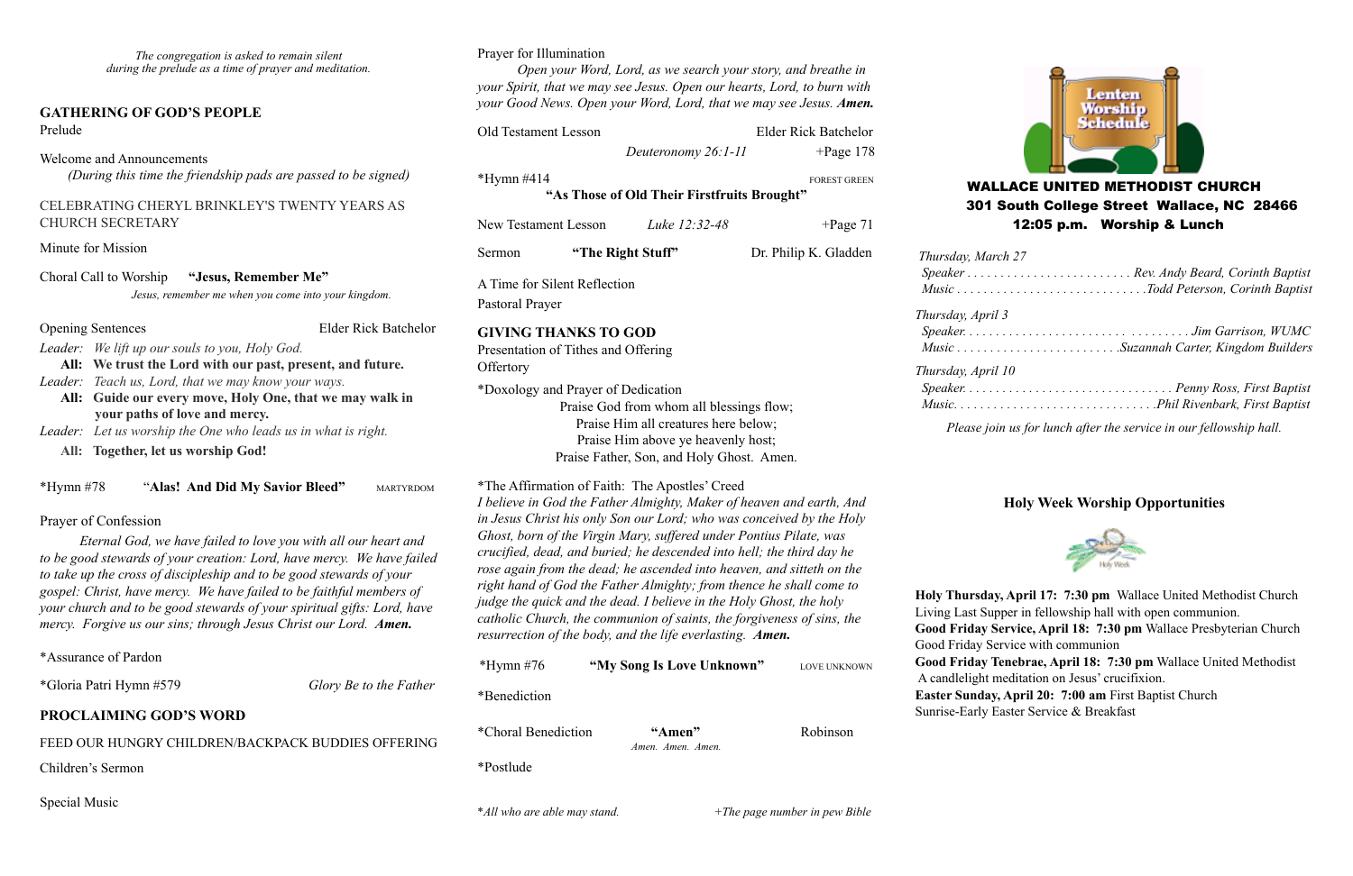*The congregation is asked to remain silent during the prelude as a time of prayer and meditation.*

## GATHERING OF GOD'S PEOPLE

Prelude

Welcome and Announcements
*(During this time the friendship pads are passed to be signed)*

CELEBRATING CHERYL BRINKLEY'S TWENTY YEARS AS CHURCH SECRETARY

Minute for Mission

Choral Call to Worship **"Jesus, Remember Me"**
*Jesus, remember me when you come into your kingdom.*

Opening Sentences — Elder Rick Batchelor

*Leader: We lift up our souls to you, Holy God.*
**All: We trust the Lord with our past, present, and future.**
*Leader: Teach us, Lord, that we may know your ways.*
**All: Guide our every move, Holy One, that we may walk in your paths of love and mercy.**
*Leader: Let us worship the One who leads us in what is right.*
**All: Together, let us worship God!**

*Hymn #78 "**Alas! And Did My Savior Bleed**" MARTYRDOM

Prayer of Confession

*Eternal God, we have failed to love you with all our heart and to be good stewards of your creation: Lord, have mercy. We have failed to take up the cross of discipleship and to be good stewards of your gospel: Christ, have mercy. We have failed to be faithful members of your church and to be good stewards of your spiritual gifts: Lord, have mercy. Forgive us our sins; through Jesus Christ our Lord. **Amen.***

*Assurance of Pardon

*Gloria Patri Hymn #579 *Glory Be to the Father*

## PROCLAIMING GOD'S WORD

FEED OUR HUNGRY CHILDREN/BACKPACK BUDDIES OFFERING

Children's Sermon

Special Music

Prayer for Illumination

*Open your Word, Lord, as we search your story, and breathe in your Spirit, that we may see Jesus. Open our hearts, Lord, to burn with your Good News. Open your Word, Lord, that we may see Jesus. **Amen.***

Old Testament Lesson — Elder Rick Batchelor
*Deuteronomy 26:1-11* +Page 178

*Hymn #414 FOREST GREEN
**"As Those of Old Their Firstfruits Brought"**

New Testament Lesson *Luke 12:32-48* +Page 71

Sermon **"The Right Stuff"** Dr. Philip K. Gladden

A Time for Silent Reflection

Pastoral Prayer

## GIVING THANKS TO GOD

Presentation of Tithes and Offering

Offertory

*Doxology and Prayer of Dedication

Praise God from whom all blessings flow;
Praise Him all creatures here below;
Praise Him above ye heavenly host;
Praise Father, Son, and Holy Ghost. Amen.

*The Affirmation of Faith: The Apostles' Creed

*I believe in God the Father Almighty, Maker of heaven and earth, And in Jesus Christ his only Son our Lord; who was conceived by the Holy Ghost, born of the Virgin Mary, suffered under Pontius Pilate, was crucified, dead, and buried; he descended into hell; the third day he rose again from the dead; he ascended into heaven, and sitteth on the right hand of God the Father Almighty; from thence he shall come to judge the quick and the dead. I believe in the Holy Ghost, the holy catholic Church, the communion of saints, the forgiveness of sins, the resurrection of the body, and the life everlasting. **Amen.***

*Hymn #76 **"My Song Is Love Unknown"** LOVE UNKNOWN

*Benediction

*Choral Benediction **"Amen"** Robinson
*Amen. Amen. Amen.*

*Postlude

**All who are able may stand.* *+The page number in pew Bible*

Lenten Worship Schedule

**WALLACE UNITED METHODIST CHURCH**
**301 South College Street Wallace, NC 28466**
**12:05 p.m. Worship & Lunch**

*Thursday, March 27*
*Speaker . . . . . . . . . . . . . . . . . . . . . . . . . Rev. Andy Beard, Corinth Baptist*
*Music . . . . . . . . . . . . . . . . . . . . . . . . . . . . Todd Peterson, Corinth Baptist*

*Thursday, April 3*
*Speaker. . . . . . . . . . . . . . . . . . . . . . . . . . . . . . . Jim Garrison, WUMC*
*Music . . . . . . . . . . . . . . . . . . . . . . . . Suzannah Carter, Kingdom Builders*

*Thursday, April 10*
*Speaker. . . . . . . . . . . . . . . . . . . . . . . . . . . . . . . Penny Ross, First Baptist*
*Music. . . . . . . . . . . . . . . . . . . . . . . . . . . . . . Phil Rivenbark, First Baptist*

*Please join us for lunch after the service in our fellowship hall.*

### Holy Week Worship Opportunities

**Holy Thursday, April 17: 7:30 pm** Wallace United Methodist Church
Living Last Supper in fellowship hall with open communion.
**Good Friday Service, April 18: 7:30 pm** Wallace Presbyterian Church
Good Friday Service with communion
**Good Friday Tenebrae, April 18: 7:30 pm** Wallace United Methodist
A candlelight meditation on Jesus' crucifixion.
**Easter Sunday, April 20: 7:00 am** First Baptist Church
Sunrise-Early Easter Service & Breakfast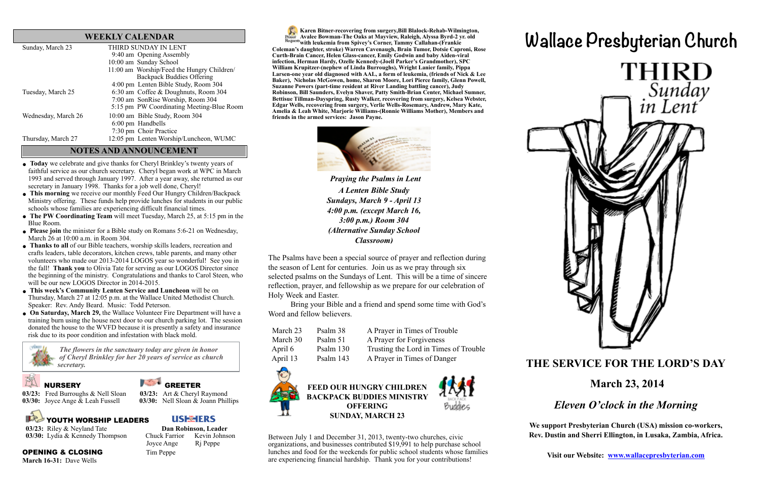## WEEKLY CALENDAR

| | |
|---|---|
| Sunday, March 23 | THIRD SUNDAY IN LENT |
| | 9:40 am Opening Assembly |
| | 10:00 am Sunday School |
| | 11:00 am Worship/Feed the Hungry Children/ Backpack Buddies Offering |
| | 4:00 pm Lenten Bible Study, Room 304 |
| Tuesday, March 25 | 6:30 am Coffee & Doughnuts, Room 304 |
| | 7:00 am SonRise Worship, Room 304 |
| | 5:15 pm PW Coordinating Meeting-Blue Room |
| Wednesday, March 26 | 10:00 am Bible Study, Room 304 |
| | 6:00 pm Handbells |
| | 7:30 pm Choir Practice |
| Thursday, March 27 | 12:05 pm Lenten Worship/Luncheon, WUMC |

## NOTES AND ANNOUNCEMENT

- **Today** we celebrate and give thanks for Cheryl Brinkley's twenty years of faithful service as our church secretary. Cheryl began work at WPC in March 1993 and served through January 1997. After a year away, she returned as our secretary in January 1998. Thanks for a job well done, Cheryl!
- **This morning** we receive our monthly Feed Our Hungry Children/Backpack Ministry offering. These funds help provide lunches for students in our public schools whose families are experiencing difficult financial times.
- **The PW Coordinating Team** will meet Tuesday, March 25, at 5:15 pm in the Blue Room.
- **Please join** the minister for a Bible study on Romans 5:6-21 on Wednesday, March 26 at 10:00 a.m. in Room 304.
- **Thanks to all** of our Bible teachers, worship skills leaders, recreation and crafts leaders, table decorators, kitchen crews, table parents, and many other volunteers who made our 2013-2014 LOGOS year so wonderful! See you in the fall! **Thank you** to Olivia Tate for serving as our LOGOS Director since the beginning of the ministry. Congratulations and thanks to Carol Steen, who will be our new LOGOS Director in 2014-2015.
- **This week's Community Lenten Service and Luncheon** will be on Thursday, March 27 at 12:05 p.m. at the Wallace United Methodist Church. Speaker: Rev. Andy Beard. Music: Todd Peterson.
- **On Saturday, March 29,** the Wallace Volunteer Fire Department will have a training burn using the house next door to our church parking lot. The session donated the house to the WVFD because it is presently a safety and insurance risk due to its poor condition and infestation with black mold.

*The flowers in the sanctuary today are given in honor of Cheryl Brinkley for her 20 years of service as church secretary.*

### NURSERY
**03/23:** Fred Burroughs & Nell Sloan
**03/30:** Joyce Ange & Leah Fussell

### GREETER
**03/23:** Art & Cheryl Raymond
**03/30:** Nell Sloan & Joann Phillips

### YOUTH WORSHIP LEADERS
**03/23:** Riley & Neyland Tate
**03/30:** Lydia & Kennedy Thompson

### USHERS
**Dan Robinson, Leader**
Chuck Farrior  Kevin Johnson
Joyce Ange  Rj Peppe
Tim Peppe

### OPENING & CLOSING
**March 16-31:** Dave Wells

**Prayer Requests: Karen Bitner-recovering from surgery,Bill Blalock-Rehab-Wilmington, Avalee Bowman-The Oaks at Mayview, Raleigh, Alyssa Byrd-2 yr. old with leukemia from Spivey's Corner, Tammy Callahan-(Frankie Coleman's daughter, stroke) Warren Cavenaugh, Brain Tumor, Dotsie Caproni, Rose Curth-Brain Cancer, Helen Glass-cancer, Emily Godwin and baby Aiden-viral infection, Herman Hardy, Ozelle Kennedy-(Joell Parker's Grandmother), SPC William Krupitzer-(nephew of Linda Burroughs), Wright Lanier family, Pippa Larsen-one year old diagnosed with AAL, a form of leukemia, (friends of Nick & Lee Baker), Nicholas McGowen, home, Sharon Moore, Lori Pierce family, Glenn Powell, Suzanne Powers (part-time resident at River Landing battling cancer), Judy Robinson, Bill Saunders, Evelyn Shaver, Patty Smith-Brian Center, Michael Sumner, Bettisue Tillman-Dayspring, Rusty Walker, recovering from surgery, Kelsea Webster, Edgar Wells, recovering from surgery, Verlie Wells-Rosemary, Andrew, Mary Kate, Amelia & Leah White, Marjorie Williams-(Ronnie Williams Mother), Members and friends in the armed services: Jason Payne.**

***Praying the Psalms in Lent***
***A Lenten Bible Study***
***Sundays, March 9 - April 13***
***4:00 p.m. (except March 16, 3:00 p.m.) Room 304***
***(Alternative Sunday School Classroom)***

The Psalms have been a special source of prayer and reflection during the season of Lent for centuries. Join us as we pray through six selected psalms on the Sundays of Lent. This will be a time of sincere reflection, prayer, and fellowship as we prepare for our celebration of Holy Week and Easter.

Bring your Bible and a friend and spend some time with God's Word and fellow believers.

| | | |
|---|---|---|
| March 23 | Psalm 38 | A Prayer in Times of Trouble |
| March 30 | Psalm 51 | A Prayer for Forgiveness |
| April 6 | Psalm 130 | Trusting the Lord in Times of Trouble |
| April 13 | Psalm 143 | A Prayer in Times of Danger |

**FEED OUR HUNGRY CHILDREN**
**BACKPACK BUDDIES MINISTRY**
**OFFERING**
**SUNDAY, MARCH 23**

Between July 1 and December 31, 2013, twenty-two churches, civic organizations, and businesses contributed $19,991 to help purchase school lunches and food for the weekends for public school students whose families are experiencing financial hardship. Thank you for your contributions!

# Wallace Presbyterian Church

## THIRD *Sunday in Lent*

## THE SERVICE FOR THE LORD'S DAY

## March 23, 2014

## *Eleven O'clock in the Morning*

**We support Presbyterian Church (USA) mission co-workers, Rev. Dustin and Sherri Ellington, in Lusaka, Zambia, Africa.**

**Visit our Website: www.wallacepresbyterian.com**